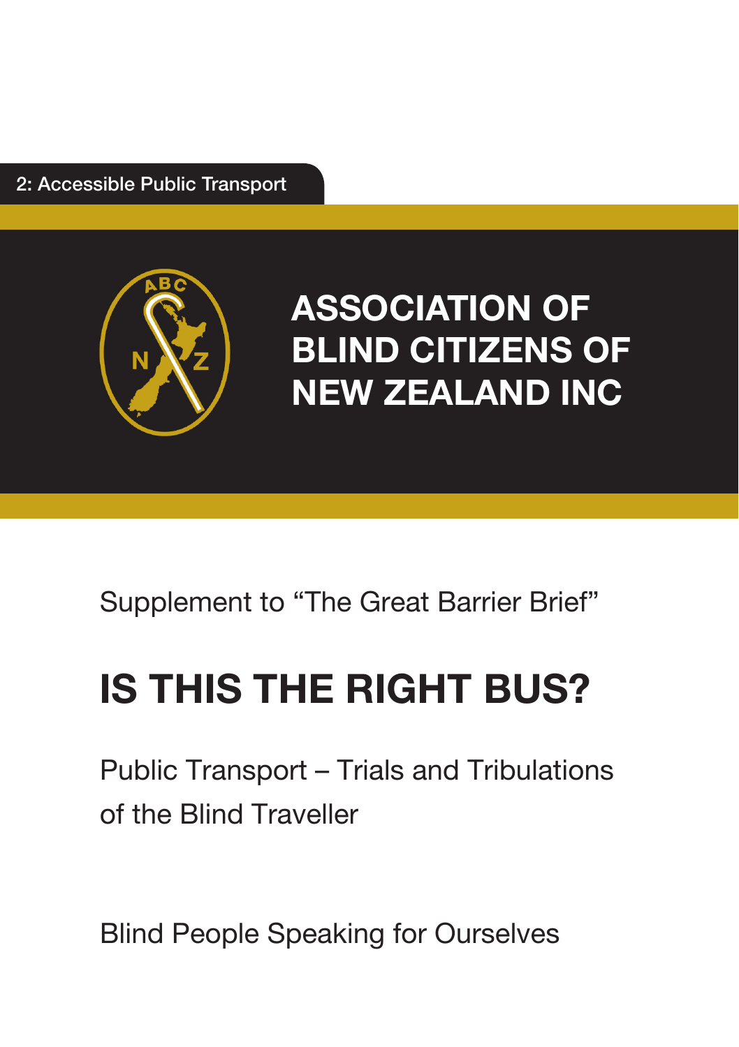2: Accessible Public Transport

# ASSOCIATION OF BLIND CITIZENS OF NEW ZEALAND INC

Supplement to "The Great Barrier Brief"

## IS THIS THE RIGHT BUS?

Public Transport – Trials and Tribulations of the Blind Traveller

Blind People Speaking for Ourselves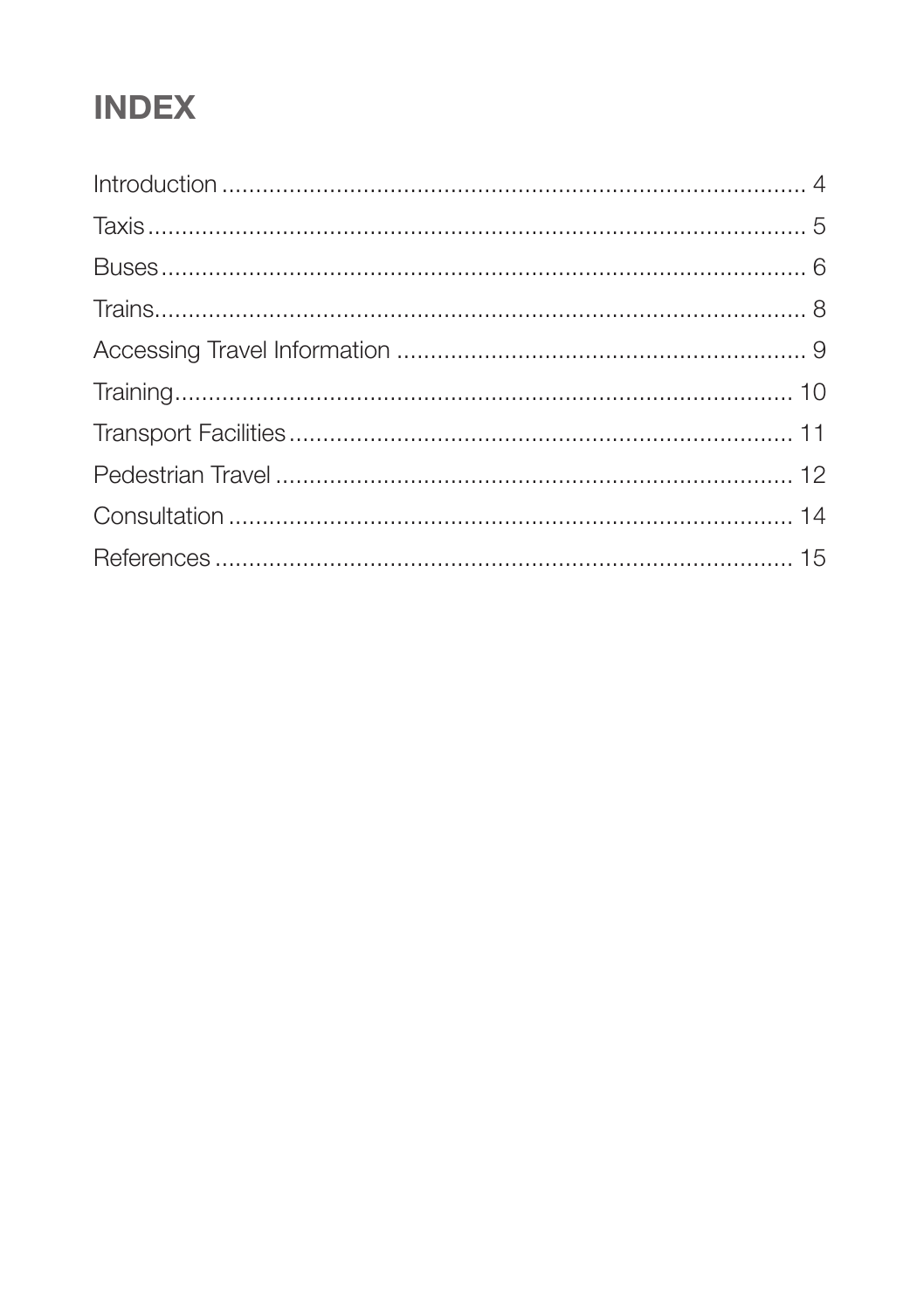# INDEX

Introduction ........................................................................................ 4
Taxis .................................................................................................... 5
Buses ................................................................................................... 6
Trains ................................................................................................... 8
Accessing Travel Information ............................................................. 9
Training .............................................................................................. 10
Transport Facilities ............................................................................ 11
Pedestrian Travel ............................................................................... 12
Consultation ....................................................................................... 14
References ......................................................................................... 15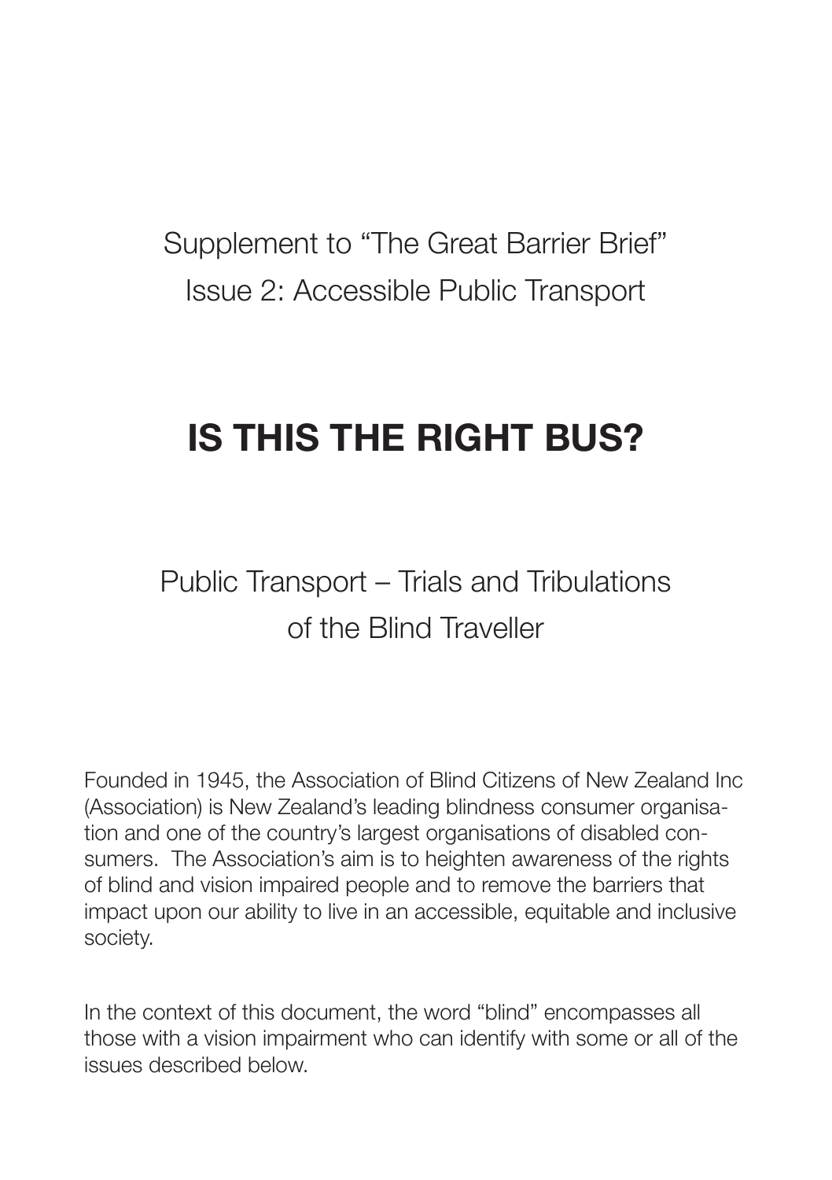Supplement to "The Great Barrier Brief"
Issue 2: Accessible Public Transport

# IS THIS THE RIGHT BUS?

## Public Transport – Trials and Tribulations of the Blind Traveller

Founded in 1945, the Association of Blind Citizens of New Zealand Inc (Association) is New Zealand's leading blindness consumer organisation and one of the country's largest organisations of disabled consumers. The Association's aim is to heighten awareness of the rights of blind and vision impaired people and to remove the barriers that impact upon our ability to live in an accessible, equitable and inclusive society.

In the context of this document, the word "blind" encompasses all those with a vision impairment who can identify with some or all of the issues described below.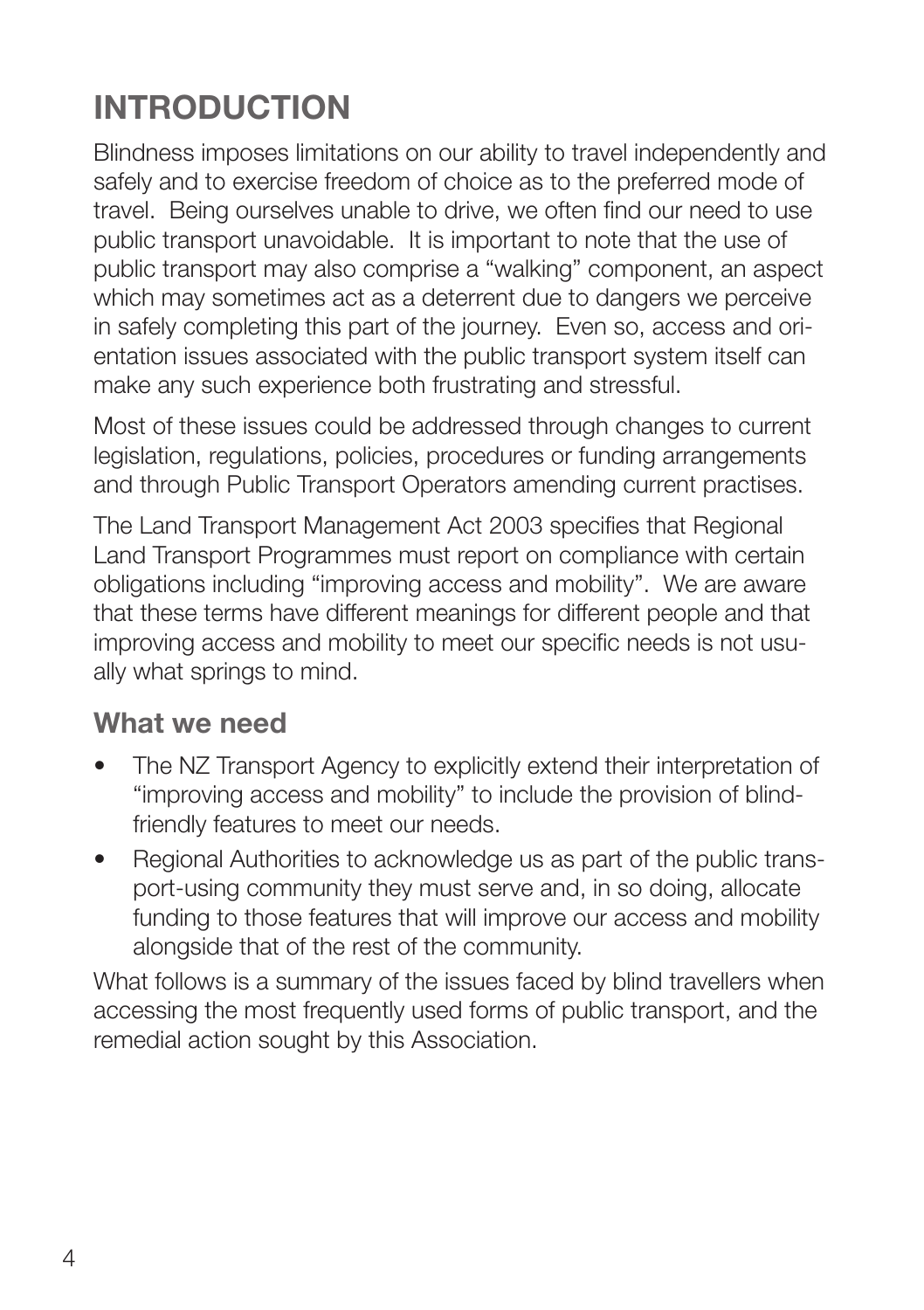# INTRODUCTION

Blindness imposes limitations on our ability to travel independently and safely and to exercise freedom of choice as to the preferred mode of travel. Being ourselves unable to drive, we often find our need to use public transport unavoidable. It is important to note that the use of public transport may also comprise a "walking" component, an aspect which may sometimes act as a deterrent due to dangers we perceive in safely completing this part of the journey. Even so, access and orientation issues associated with the public transport system itself can make any such experience both frustrating and stressful.

Most of these issues could be addressed through changes to current legislation, regulations, policies, procedures or funding arrangements and through Public Transport Operators amending current practises.

The Land Transport Management Act 2003 specifies that Regional Land Transport Programmes must report on compliance with certain obligations including "improving access and mobility". We are aware that these terms have different meanings for different people and that improving access and mobility to meet our specific needs is not usually what springs to mind.

## What we need

- The NZ Transport Agency to explicitly extend their interpretation of "improving access and mobility" to include the provision of blind-friendly features to meet our needs.
- Regional Authorities to acknowledge us as part of the public transport-using community they must serve and, in so doing, allocate funding to those features that will improve our access and mobility alongside that of the rest of the community.

What follows is a summary of the issues faced by blind travellers when accessing the most frequently used forms of public transport, and the remedial action sought by this Association.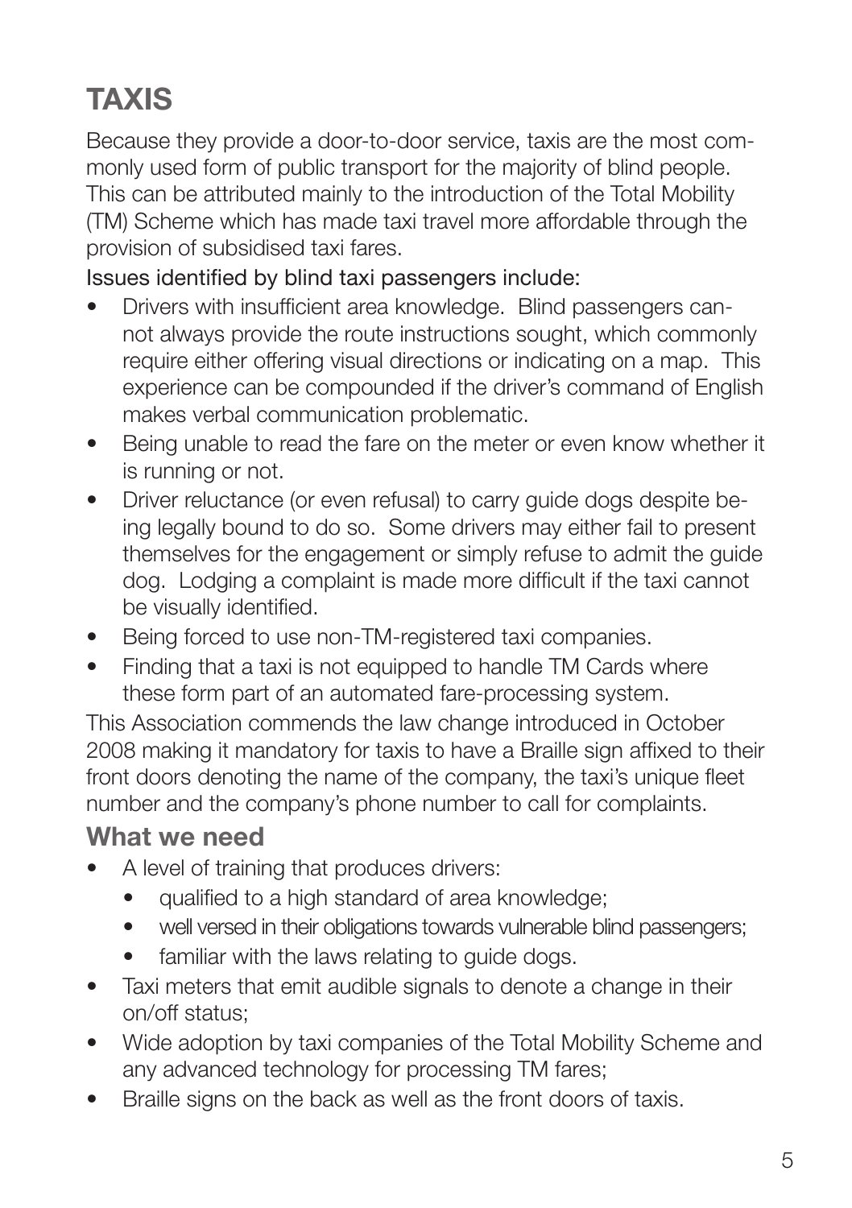# TAXIS

Because they provide a door-to-door service, taxis are the most commonly used form of public transport for the majority of blind people. This can be attributed mainly to the introduction of the Total Mobility (TM) Scheme which has made taxi travel more affordable through the provision of subsidised taxi fares.

Issues identified by blind taxi passengers include:

- Drivers with insufficient area knowledge. Blind passengers cannot always provide the route instructions sought, which commonly require either offering visual directions or indicating on a map. This experience can be compounded if the driver's command of English makes verbal communication problematic.
- Being unable to read the fare on the meter or even know whether it is running or not.
- Driver reluctance (or even refusal) to carry guide dogs despite being legally bound to do so. Some drivers may either fail to present themselves for the engagement or simply refuse to admit the guide dog. Lodging a complaint is made more difficult if the taxi cannot be visually identified.
- Being forced to use non-TM-registered taxi companies.
- Finding that a taxi is not equipped to handle TM Cards where these form part of an automated fare-processing system.

This Association commends the law change introduced in October 2008 making it mandatory for taxis to have a Braille sign affixed to their front doors denoting the name of the company, the taxi's unique fleet number and the company's phone number to call for complaints.

## What we need

- A level of training that produces drivers:
  - qualified to a high standard of area knowledge;
  - well versed in their obligations towards vulnerable blind passengers;
  - familiar with the laws relating to guide dogs.
- Taxi meters that emit audible signals to denote a change in their on/off status;
- Wide adoption by taxi companies of the Total Mobility Scheme and any advanced technology for processing TM fares;
- Braille signs on the back as well as the front doors of taxis.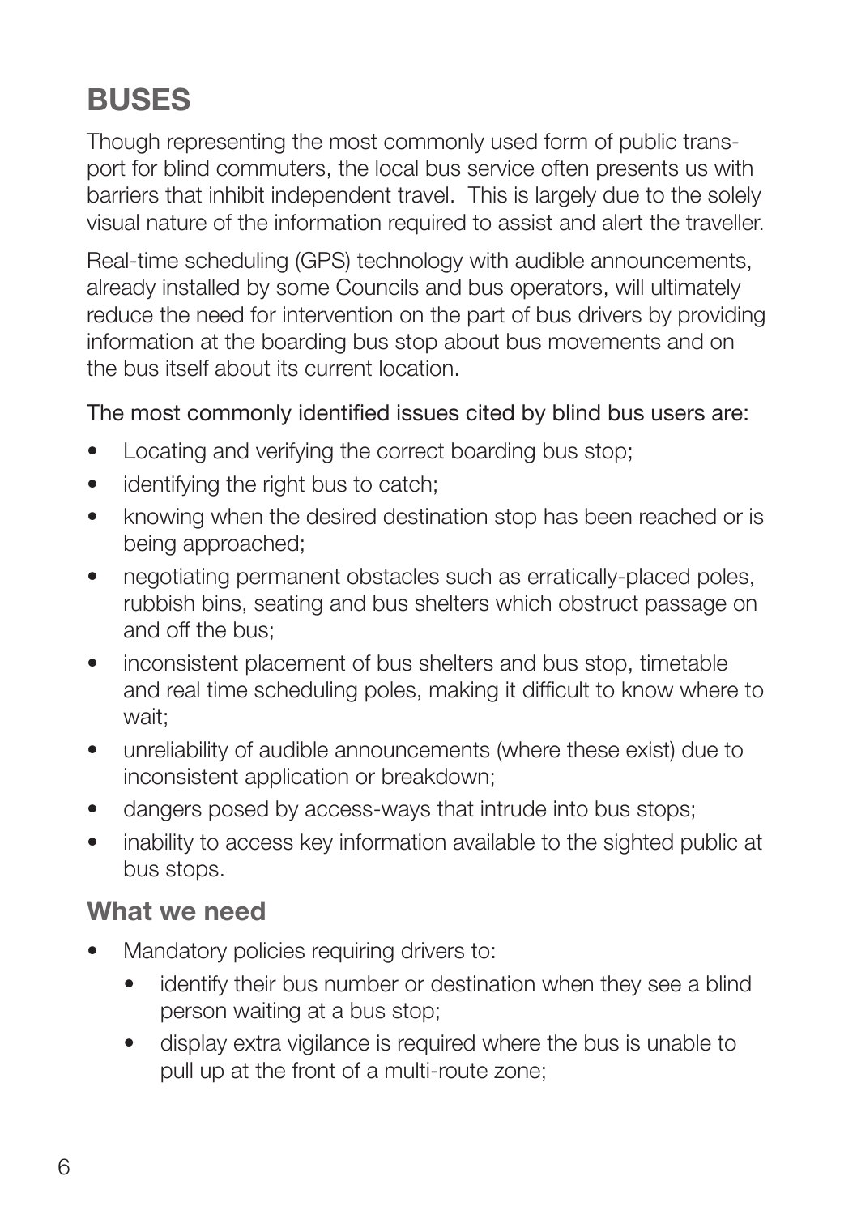## BUSES

Though representing the most commonly used form of public transport for blind commuters, the local bus service often presents us with barriers that inhibit independent travel. This is largely due to the solely visual nature of the information required to assist and alert the traveller.

Real-time scheduling (GPS) technology with audible announcements, already installed by some Councils and bus operators, will ultimately reduce the need for intervention on the part of bus drivers by providing information at the boarding bus stop about bus movements and on the bus itself about its current location.

The most commonly identified issues cited by blind bus users are:

- Locating and verifying the correct boarding bus stop;
- identifying the right bus to catch;
- knowing when the desired destination stop has been reached or is being approached;
- negotiating permanent obstacles such as erratically-placed poles, rubbish bins, seating and bus shelters which obstruct passage on and off the bus;
- inconsistent placement of bus shelters and bus stop, timetable and real time scheduling poles, making it difficult to know where to wait;
- unreliability of audible announcements (where these exist) due to inconsistent application or breakdown;
- dangers posed by access-ways that intrude into bus stops;
- inability to access key information available to the sighted public at bus stops.

### What we need

- Mandatory policies requiring drivers to:
    - identify their bus number or destination when they see a blind person waiting at a bus stop;
    - display extra vigilance is required where the bus is unable to pull up at the front of a multi-route zone;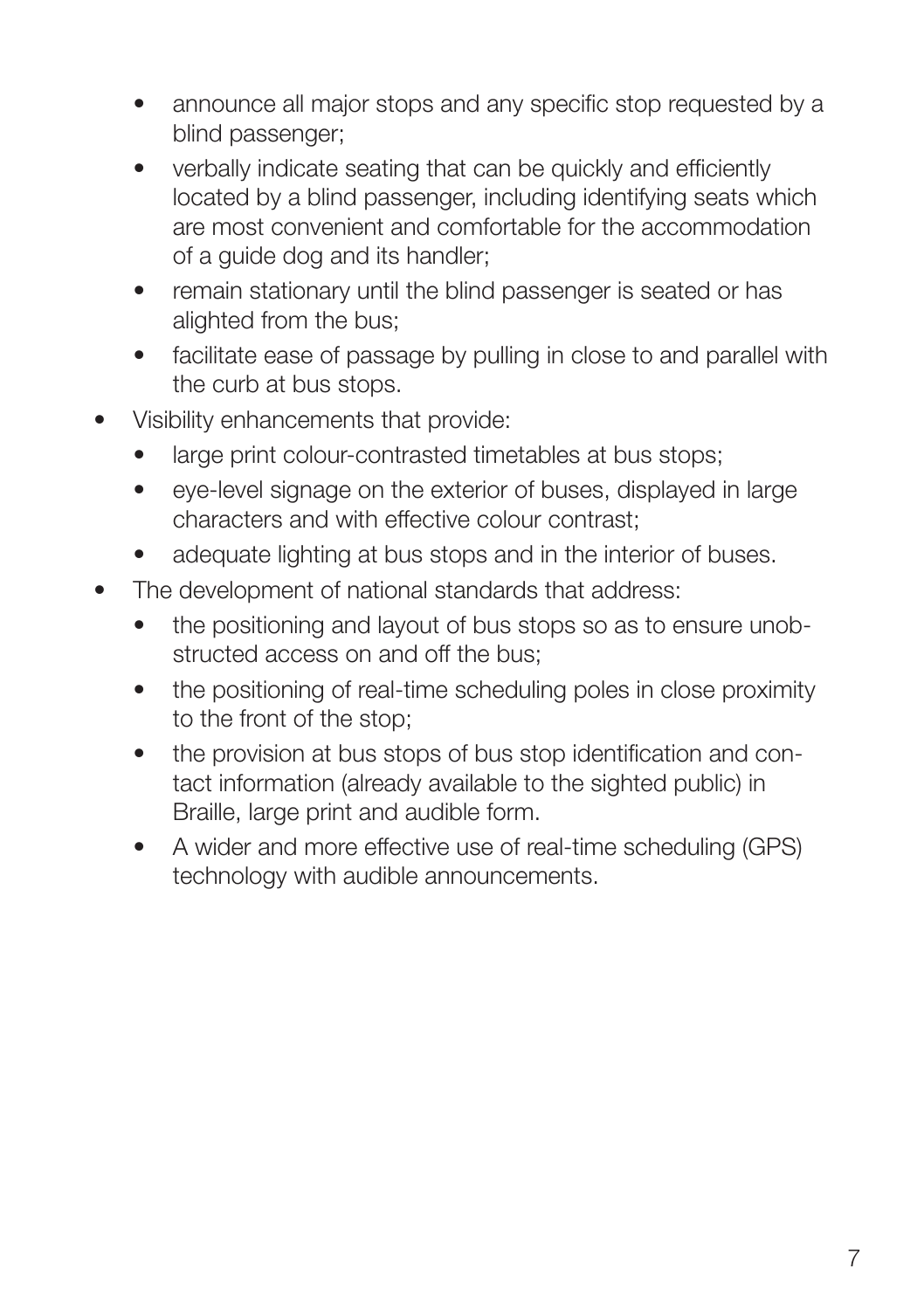- announce all major stops and any specific stop requested by a blind passenger;
  - verbally indicate seating that can be quickly and efficiently located by a blind passenger, including identifying seats which are most convenient and comfortable for the accommodation of a guide dog and its handler;
  - remain stationary until the blind passenger is seated or has alighted from the bus;
  - facilitate ease of passage by pulling in close to and parallel with the curb at bus stops.
- Visibility enhancements that provide:
  - large print colour-contrasted timetables at bus stops;
  - eye-level signage on the exterior of buses, displayed in large characters and with effective colour contrast;
  - adequate lighting at bus stops and in the interior of buses.
- The development of national standards that address:
  - the positioning and layout of bus stops so as to ensure unobstructed access on and off the bus;
  - the positioning of real-time scheduling poles in close proximity to the front of the stop;
  - the provision at bus stops of bus stop identification and contact information (already available to the sighted public) in Braille, large print and audible form.
  - A wider and more effective use of real-time scheduling (GPS) technology with audible announcements.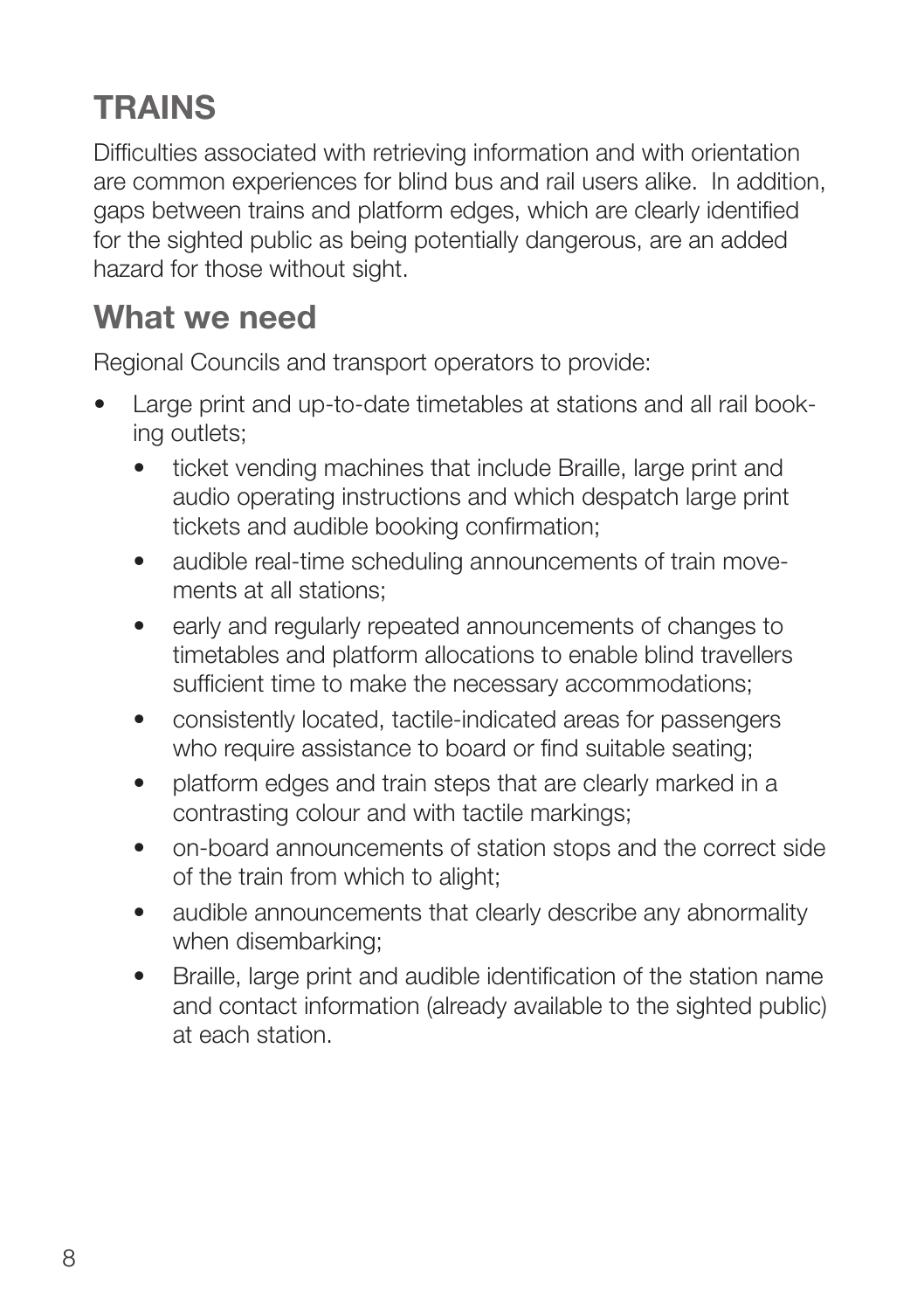## TRAINS

Difficulties associated with retrieving information and with orientation are common experiences for blind bus and rail users alike. In addition, gaps between trains and platform edges, which are clearly identified for the sighted public as being potentially dangerous, are an added hazard for those without sight.

## What we need

Regional Councils and transport operators to provide:

- Large print and up-to-date timetables at stations and all rail booking outlets;
  - ticket vending machines that include Braille, large print and audio operating instructions and which despatch large print tickets and audible booking confirmation;
  - audible real-time scheduling announcements of train movements at all stations;
  - early and regularly repeated announcements of changes to timetables and platform allocations to enable blind travellers sufficient time to make the necessary accommodations;
  - consistently located, tactile-indicated areas for passengers who require assistance to board or find suitable seating;
  - platform edges and train steps that are clearly marked in a contrasting colour and with tactile markings;
  - on-board announcements of station stops and the correct side of the train from which to alight;
  - audible announcements that clearly describe any abnormality when disembarking;
  - Braille, large print and audible identification of the station name and contact information (already available to the sighted public) at each station.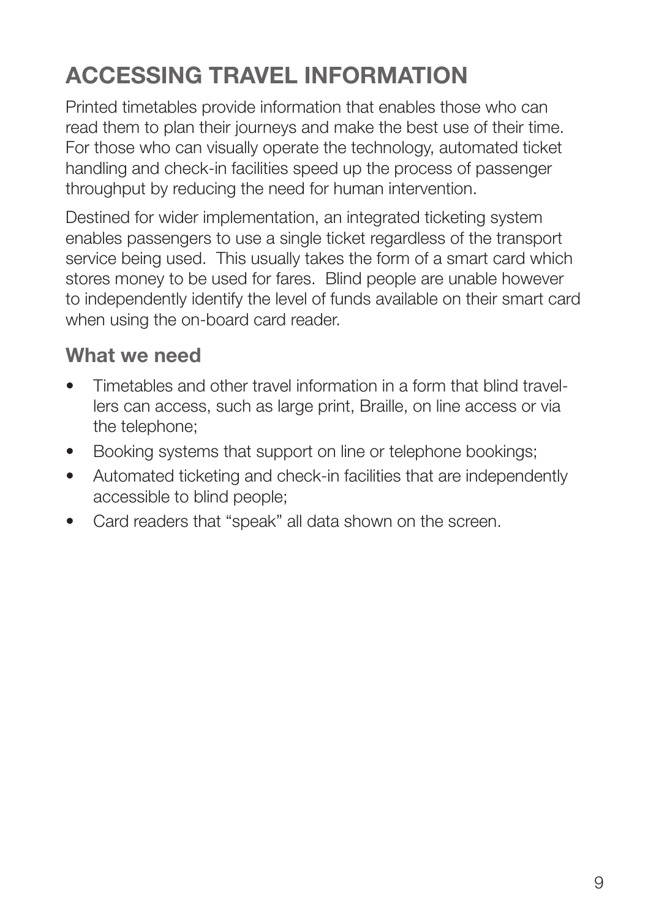# ACCESSING TRAVEL INFORMATION

Printed timetables provide information that enables those who can read them to plan their journeys and make the best use of their time. For those who can visually operate the technology, automated ticket handling and check-in facilities speed up the process of passenger throughput by reducing the need for human intervention.

Destined for wider implementation, an integrated ticketing system enables passengers to use a single ticket regardless of the transport service being used. This usually takes the form of a smart card which stores money to be used for fares. Blind people are unable however to independently identify the level of funds available on their smart card when using the on-board card reader.

## What we need

- Timetables and other travel information in a form that blind travellers can access, such as large print, Braille, on line access or via the telephone;
- Booking systems that support on line or telephone bookings;
- Automated ticketing and check-in facilities that are independently accessible to blind people;
- Card readers that "speak" all data shown on the screen.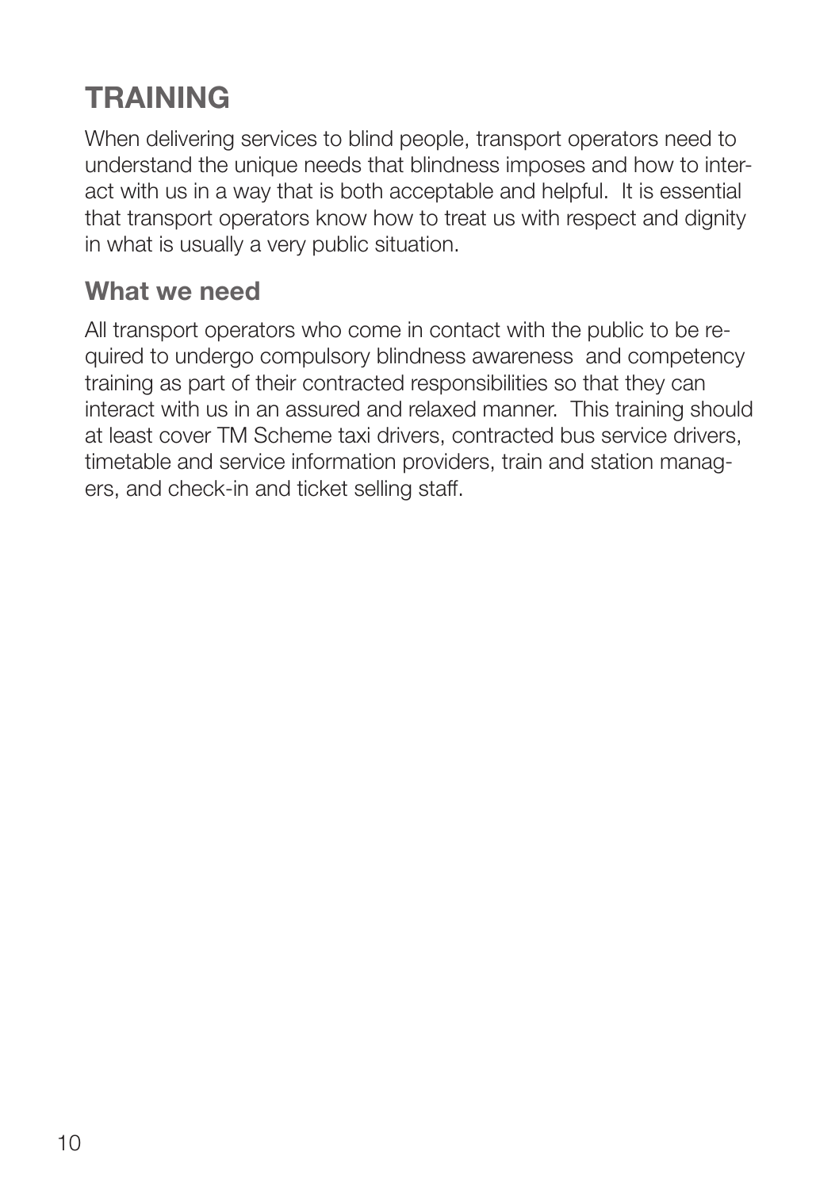## TRAINING

When delivering services to blind people, transport operators need to understand the unique needs that blindness imposes and how to interact with us in a way that is both acceptable and helpful. It is essential that transport operators know how to treat us with respect and dignity in what is usually a very public situation.

### What we need

All transport operators who come in contact with the public to be required to undergo compulsory blindness awareness and competency training as part of their contracted responsibilities so that they can interact with us in an assured and relaxed manner. This training should at least cover TM Scheme taxi drivers, contracted bus service drivers, timetable and service information providers, train and station managers, and check-in and ticket selling staff.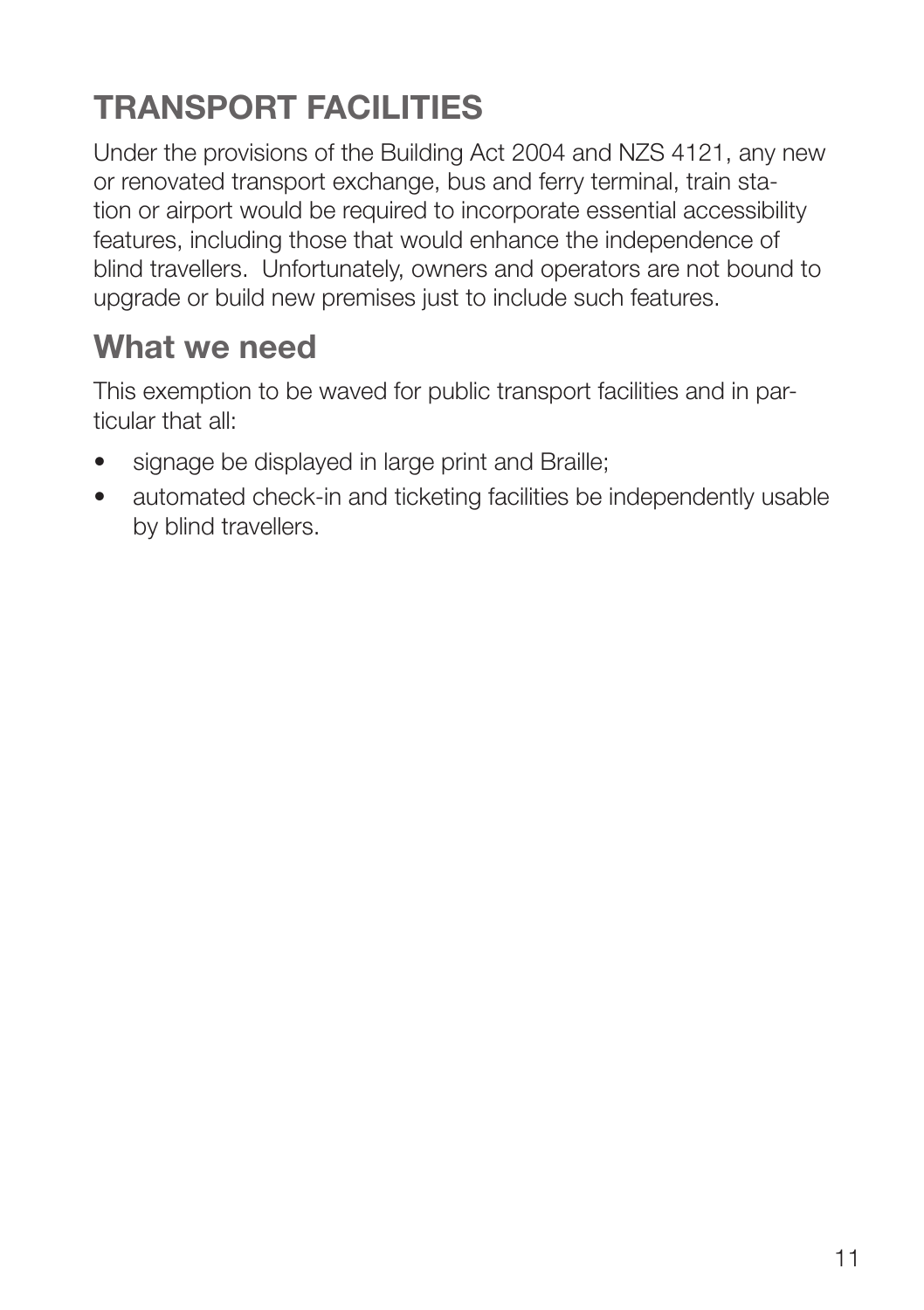# TRANSPORT FACILITIES

Under the provisions of the Building Act 2004 and NZS 4121, any new or renovated transport exchange, bus and ferry terminal, train station or airport would be required to incorporate essential accessibility features, including those that would enhance the independence of blind travellers. Unfortunately, owners and operators are not bound to upgrade or build new premises just to include such features.

## What we need

This exemption to be waved for public transport facilities and in particular that all:

- signage be displayed in large print and Braille;
- automated check-in and ticketing facilities be independently usable by blind travellers.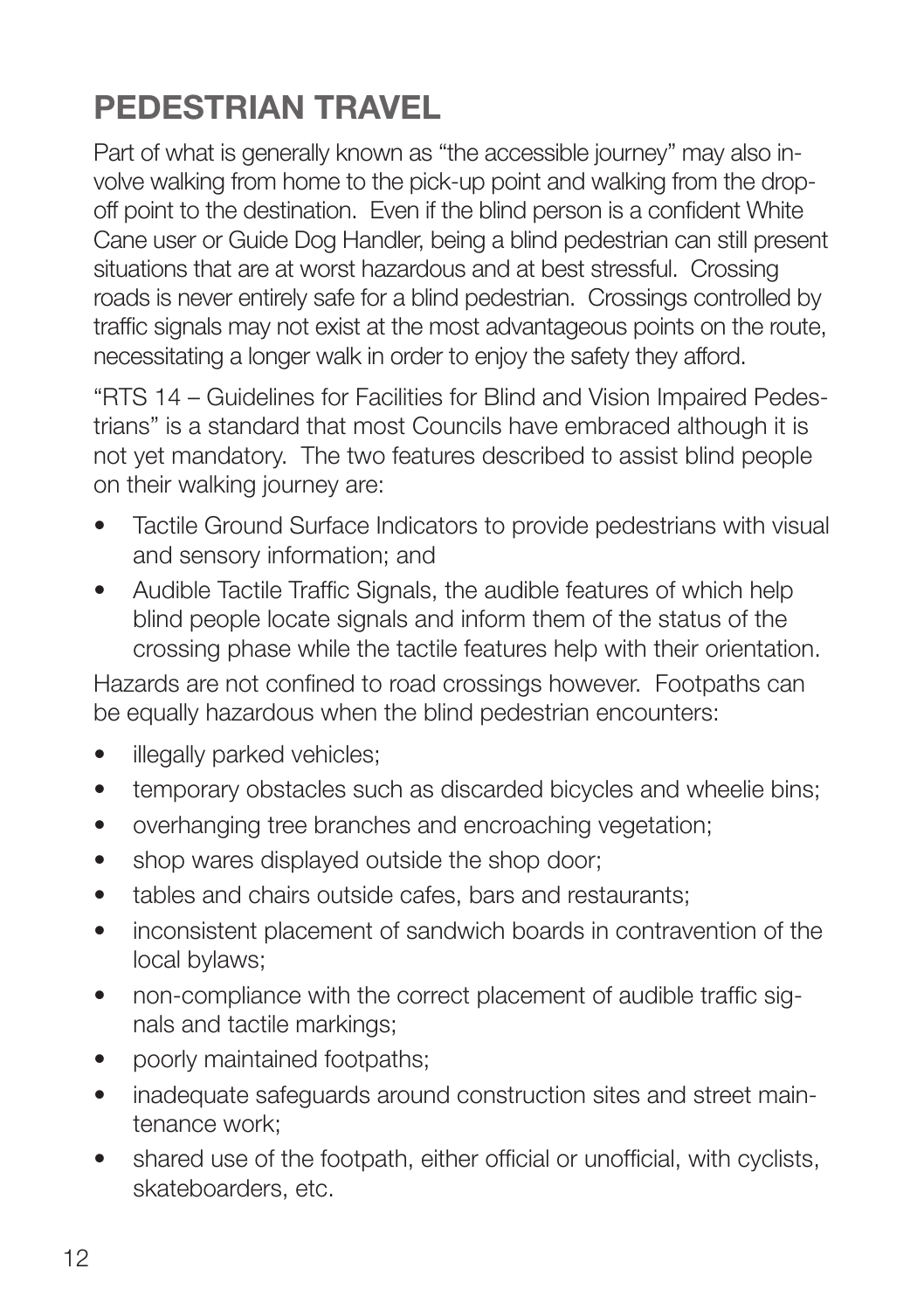# PEDESTRIAN TRAVEL

Part of what is generally known as "the accessible journey" may also involve walking from home to the pick-up point and walking from the drop-off point to the destination. Even if the blind person is a confident White Cane user or Guide Dog Handler, being a blind pedestrian can still present situations that are at worst hazardous and at best stressful. Crossing roads is never entirely safe for a blind pedestrian. Crossings controlled by traffic signals may not exist at the most advantageous points on the route, necessitating a longer walk in order to enjoy the safety they afford.

"RTS 14 – Guidelines for Facilities for Blind and Vision Impaired Pedestrians" is a standard that most Councils have embraced although it is not yet mandatory. The two features described to assist blind people on their walking journey are:

- Tactile Ground Surface Indicators to provide pedestrians with visual and sensory information; and
- Audible Tactile Traffic Signals, the audible features of which help blind people locate signals and inform them of the status of the crossing phase while the tactile features help with their orientation.

Hazards are not confined to road crossings however. Footpaths can be equally hazardous when the blind pedestrian encounters:

- illegally parked vehicles;
- temporary obstacles such as discarded bicycles and wheelie bins;
- overhanging tree branches and encroaching vegetation;
- shop wares displayed outside the shop door;
- tables and chairs outside cafes, bars and restaurants;
- inconsistent placement of sandwich boards in contravention of the local bylaws;
- non-compliance with the correct placement of audible traffic signals and tactile markings;
- poorly maintained footpaths;
- inadequate safeguards around construction sites and street maintenance work;
- shared use of the footpath, either official or unofficial, with cyclists, skateboarders, etc.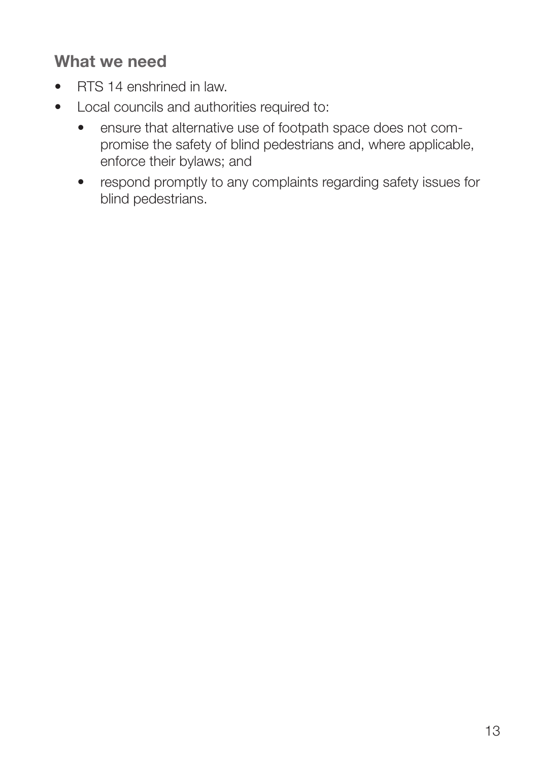## What we need

- RTS 14 enshrined in law.
- Local councils and authorities required to:
  - ensure that alternative use of footpath space does not compromise the safety of blind pedestrians and, where applicable, enforce their bylaws; and
  - respond promptly to any complaints regarding safety issues for blind pedestrians.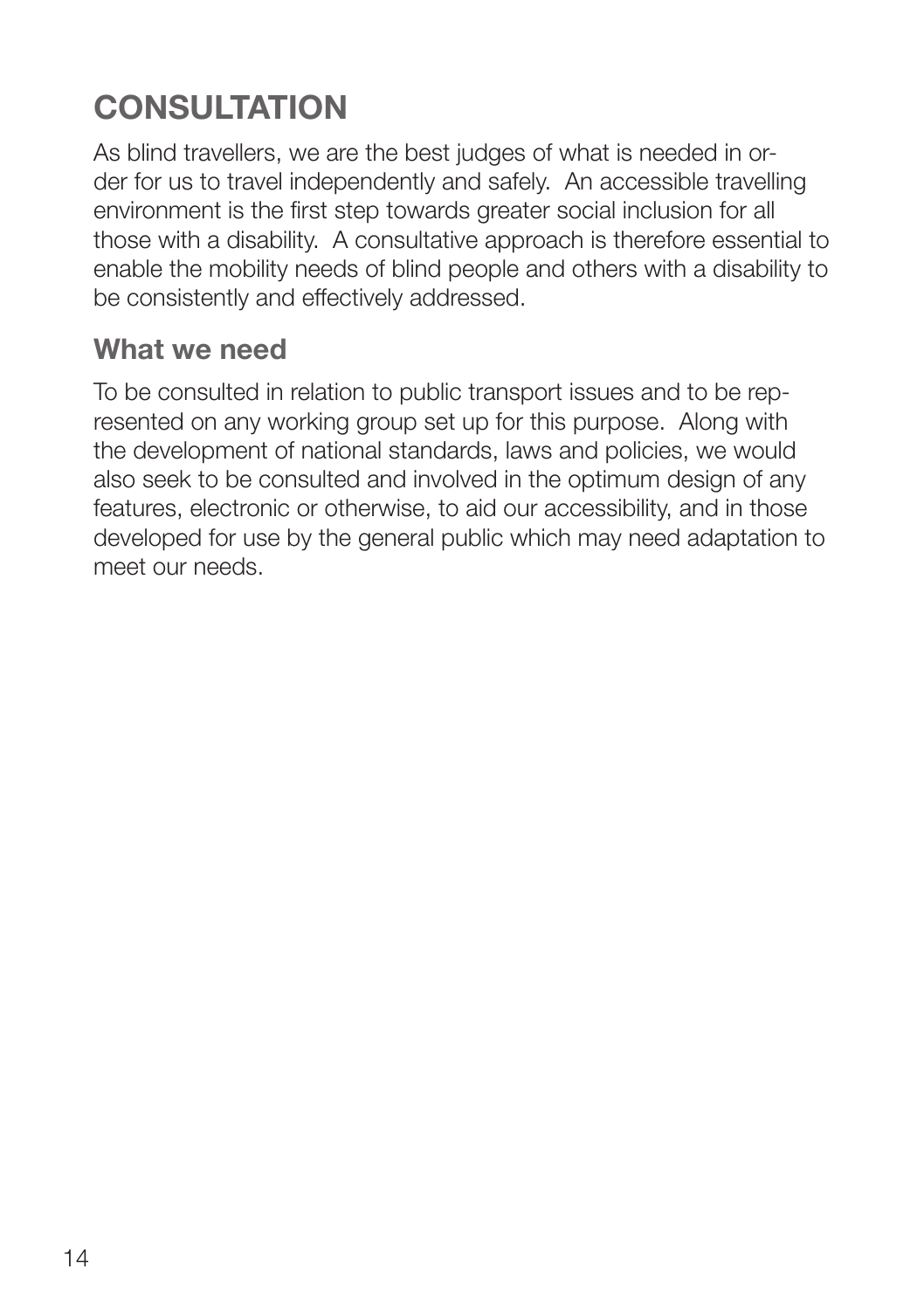# CONSULTATION

As blind travellers, we are the best judges of what is needed in order for us to travel independently and safely. An accessible travelling environment is the first step towards greater social inclusion for all those with a disability. A consultative approach is therefore essential to enable the mobility needs of blind people and others with a disability to be consistently and effectively addressed.

## What we need

To be consulted in relation to public transport issues and to be represented on any working group set up for this purpose. Along with the development of national standards, laws and policies, we would also seek to be consulted and involved in the optimum design of any features, electronic or otherwise, to aid our accessibility, and in those developed for use by the general public which may need adaptation to meet our needs.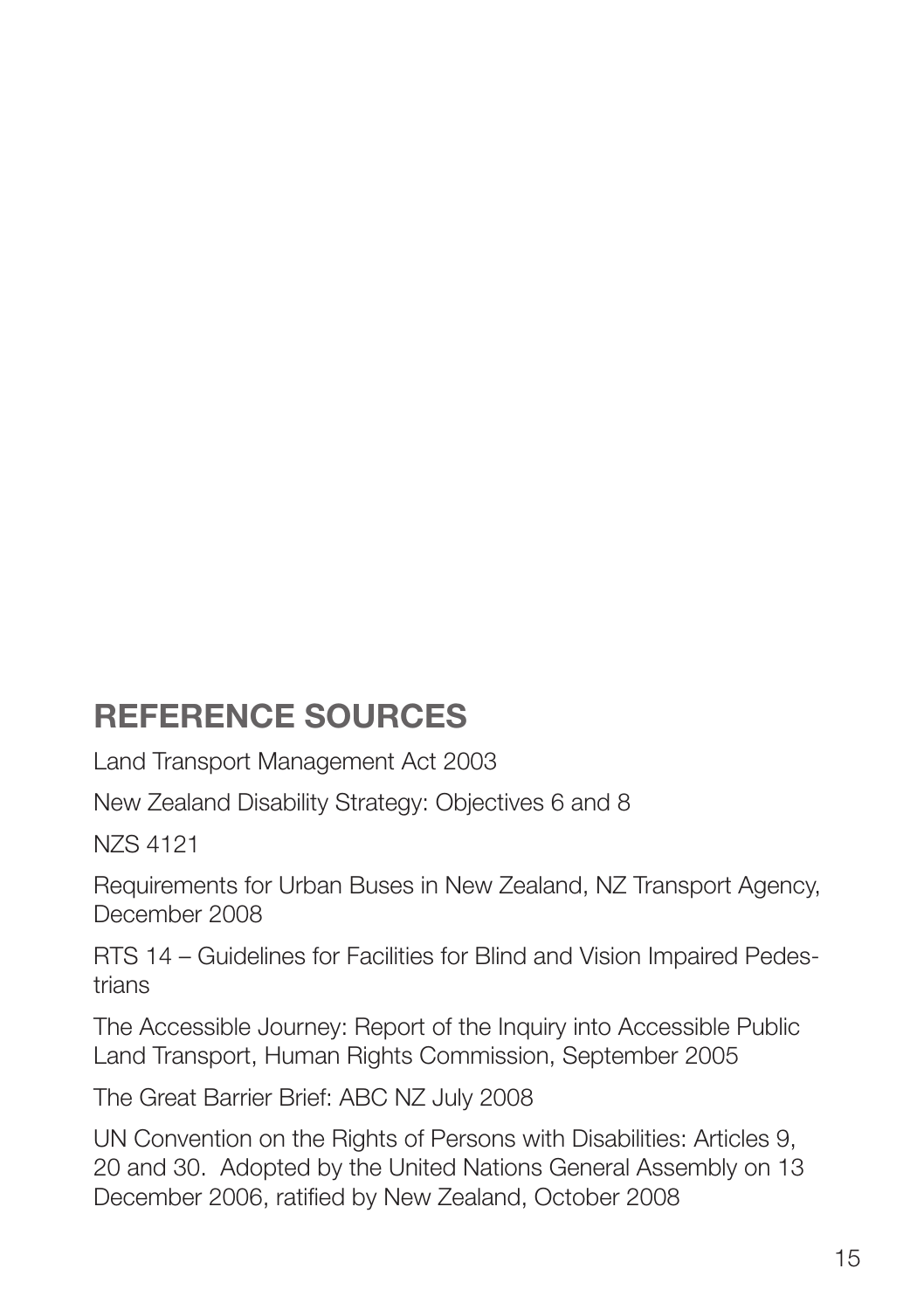## REFERENCE SOURCES

Land Transport Management Act 2003

New Zealand Disability Strategy: Objectives 6 and 8

NZS 4121

Requirements for Urban Buses in New Zealand, NZ Transport Agency, December 2008

RTS 14 – Guidelines for Facilities for Blind and Vision Impaired Pedestrians

The Accessible Journey: Report of the Inquiry into Accessible Public Land Transport, Human Rights Commission, September 2005

The Great Barrier Brief: ABC NZ July 2008

UN Convention on the Rights of Persons with Disabilities: Articles 9, 20 and 30. Adopted by the United Nations General Assembly on 13 December 2006, ratified by New Zealand, October 2008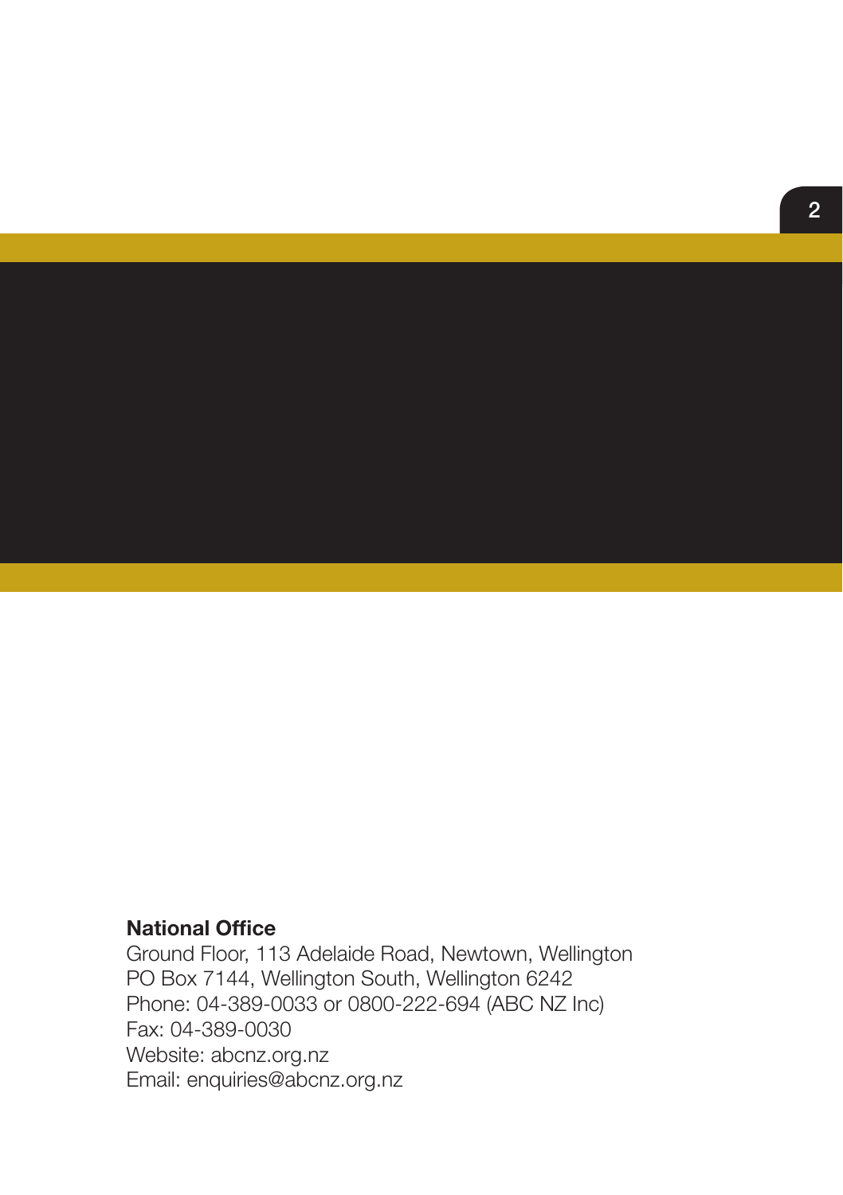**National Office**

Ground Floor, 113 Adelaide Road, Newtown, Wellington
PO Box 7144, Wellington South, Wellington 6242
Phone: 04-389-0033 or 0800-222-694 (ABC NZ Inc)
Fax: 04-389-0030
Website: abcnz.org.nz
Email: enquiries@abcnz.org.nz